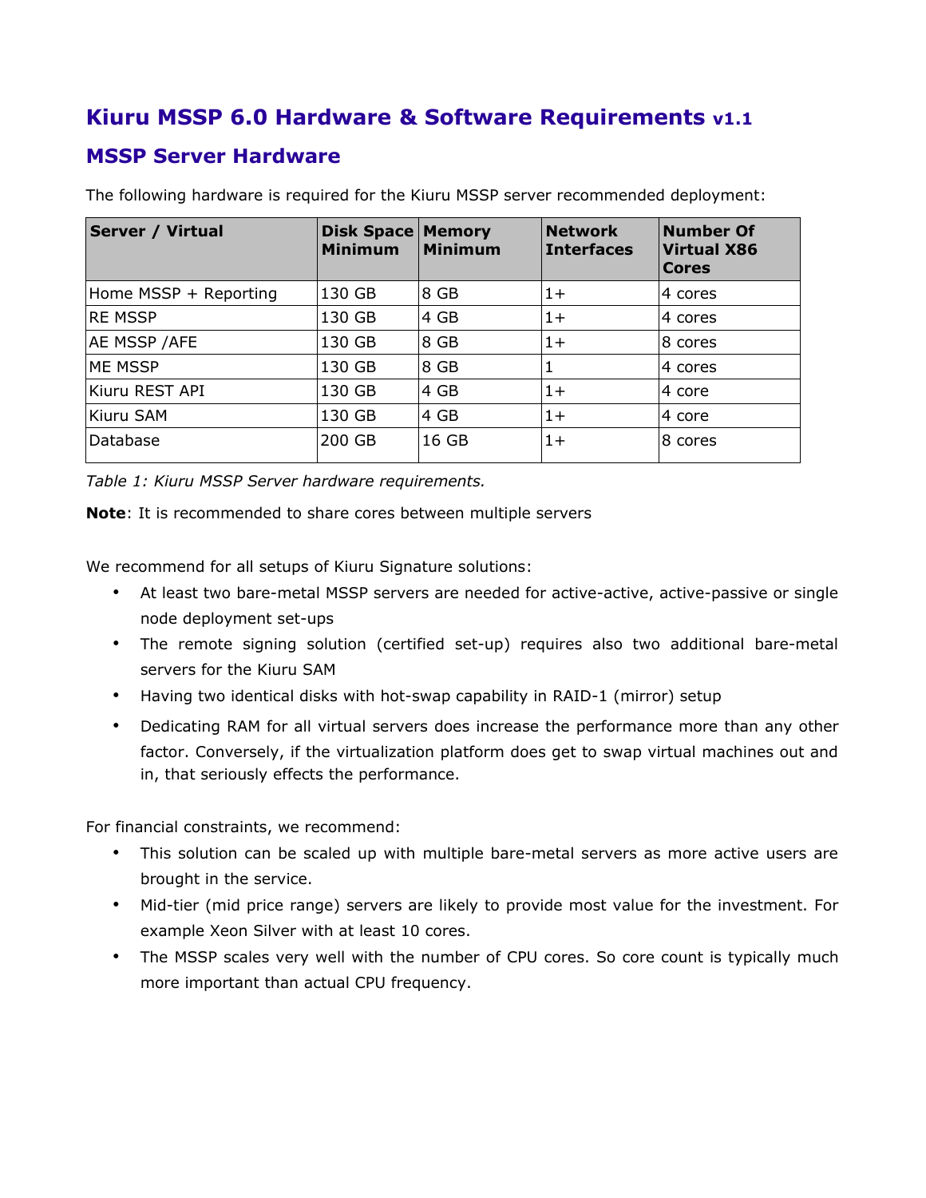# Kiuru MSSP 6.0 Hardware & Software Requirements v1.1

## MSSP Server Hardware

The following hardware is required for the Kiuru MSSP server recommended deployment:

| Server / Virtual | Disk Space Minimum | Memory Minimum | Network Interfaces | Number Of Virtual X86 Cores |
|---|---|---|---|---|
| Home MSSP + Reporting | 130 GB | 8 GB | 1+ | 4 cores |
| RE MSSP | 130 GB | 4 GB | 1+ | 4 cores |
| AE MSSP /AFE | 130 GB | 8 GB | 1+ | 8 cores |
| ME MSSP | 130 GB | 8 GB | 1 | 4 cores |
| Kiuru REST API | 130 GB | 4 GB | 1+ | 4 core |
| Kiuru SAM | 130 GB | 4 GB | 1+ | 4 core |
| Database | 200 GB | 16 GB | 1+ | 8 cores |

*Table 1: Kiuru MSSP Server hardware requirements.*

**Note**: It is recommended to share cores between multiple servers

We recommend for all setups of Kiuru Signature solutions:

- At least two bare-metal MSSP servers are needed for active-active, active-passive or single node deployment set-ups
- The remote signing solution (certified set-up) requires also two additional bare-metal servers for the Kiuru SAM
- Having two identical disks with hot-swap capability in RAID-1 (mirror) setup
- Dedicating RAM for all virtual servers does increase the performance more than any other factor. Conversely, if the virtualization platform does get to swap virtual machines out and in, that seriously effects the performance.

For financial constraints, we recommend:

- This solution can be scaled up with multiple bare-metal servers as more active users are brought in the service.
- Mid-tier (mid price range) servers are likely to provide most value for the investment. For example Xeon Silver with at least 10 cores.
- The MSSP scales very well with the number of CPU cores. So core count is typically much more important than actual CPU frequency.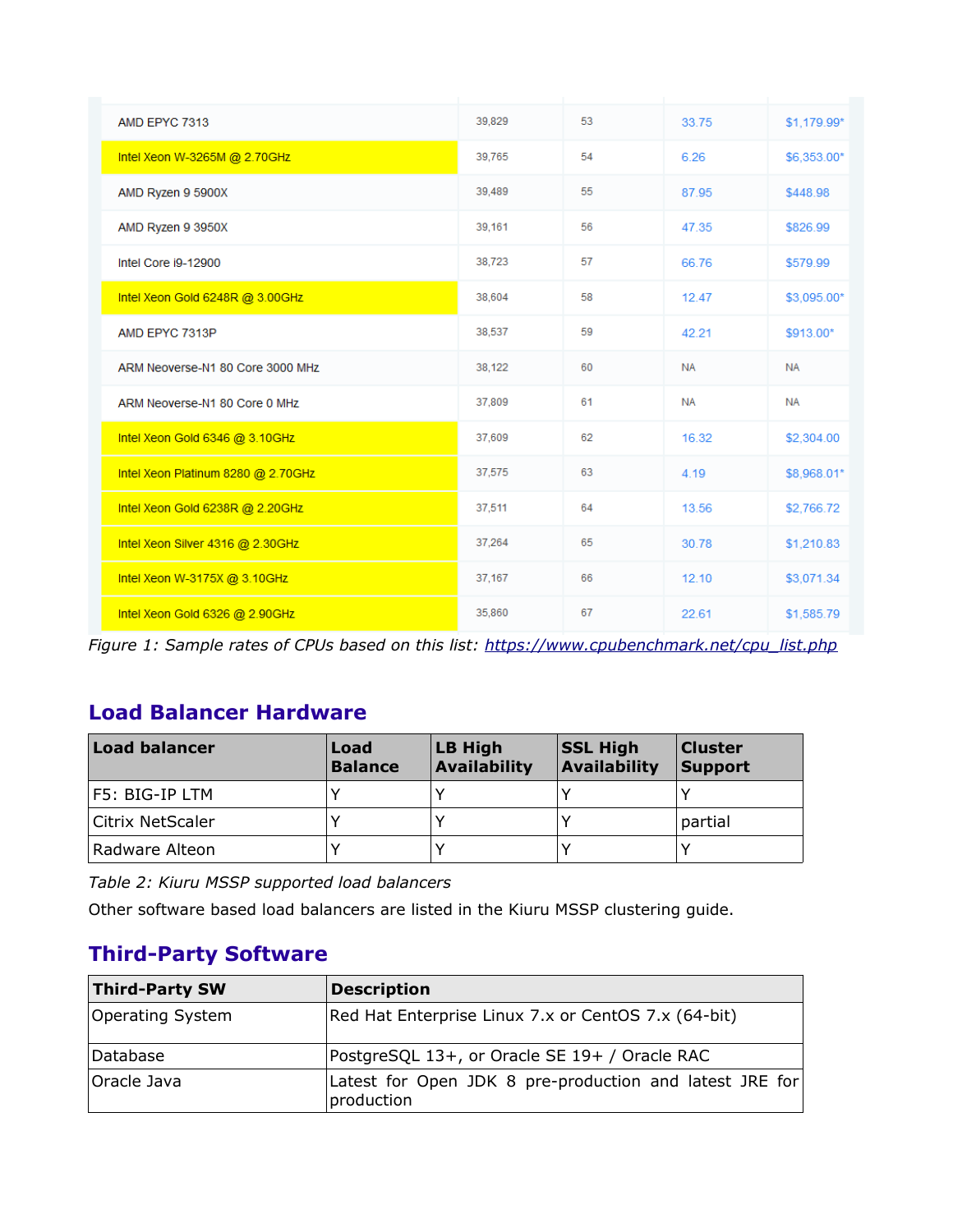| | | | | |
|---|---|---|---|---|
| AMD EPYC 7313 | 39,829 | 53 | 33.75 | $1,179.99* |
| Intel Xeon W-3265M @ 2.70GHz | 39,765 | 54 | 6.26 | $6,353.00* |
| AMD Ryzen 9 5900X | 39,489 | 55 | 87.95 | $448.98 |
| AMD Ryzen 9 3950X | 39,161 | 56 | 47.35 | $826.99 |
| Intel Core i9-12900 | 38,723 | 57 | 66.76 | $579.99 |
| Intel Xeon Gold 6248R @ 3.00GHz | 38,604 | 58 | 12.47 | $3,095.00* |
| AMD EPYC 7313P | 38,537 | 59 | 42.21 | $913.00* |
| ARM Neoverse-N1 80 Core 3000 MHz | 38,122 | 60 | NA | NA |
| ARM Neoverse-N1 80 Core 0 MHz | 37,809 | 61 | NA | NA |
| Intel Xeon Gold 6346 @ 3.10GHz | 37,609 | 62 | 16.32 | $2,304.00 |
| Intel Xeon Platinum 8280 @ 2.70GHz | 37,575 | 63 | 4.19 | $8,968.01* |
| Intel Xeon Gold 6238R @ 2.20GHz | 37,511 | 64 | 13.56 | $2,766.72 |
| Intel Xeon Silver 4316 @ 2.30GHz | 37,264 | 65 | 30.78 | $1,210.83 |
| Intel Xeon W-3175X @ 3.10GHz | 37,167 | 66 | 12.10 | $3,071.34 |
| Intel Xeon Gold 6326 @ 2.90GHz | 35,860 | 67 | 22.61 | $1,585.79 |

*Figure 1: Sample rates of CPUs based on this list: https://www.cpubenchmark.net/cpu_list.php*

## Load Balancer Hardware

| Load balancer | Load Balance | LB High Availability | SSL High Availability | Cluster Support |
|---|---|---|---|---|
| F5: BIG-IP LTM | Y | Y | Y | Y |
| Citrix NetScaler | Y | Y | Y | partial |
| Radware Alteon | Y | Y | Y | Y |

*Table 2: Kiuru MSSP supported load balancers*

Other software based load balancers are listed in the Kiuru MSSP clustering guide.

## Third-Party Software

| Third-Party SW | Description |
|---|---|
| Operating System | Red Hat Enterprise Linux 7.x or CentOS 7.x (64-bit) |
| Database | PostgreSQL 13+, or Oracle SE 19+ / Oracle RAC |
| Oracle Java | Latest for Open JDK 8 pre-production and latest JRE for production |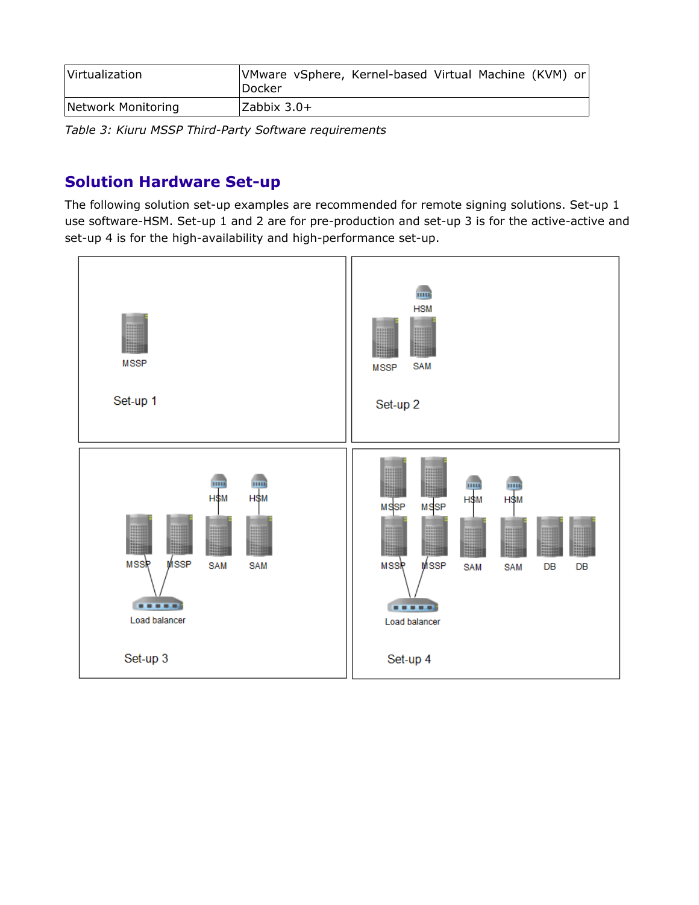| | |
|---|---|
| Virtualization | VMware vSphere, Kernel-based Virtual Machine (KVM) or Docker |
| Network Monitoring | Zabbix 3.0+ |

*Table 3: Kiuru MSSP Third-Party Software requirements*

## Solution Hardware Set-up

The following solution set-up examples are recommended for remote signing solutions. Set-up 1 use software-HSM. Set-up 1 and 2 are for pre-production and set-up 3 is for the active-active and set-up 4 is for the high-availability and high-performance set-up.

MSSP

Set-up 1

HSM

MSSP SAM

Set-up 2

HSM HSM

MSSP MSSP SAM SAM

Load balancer

Set-up 3

MSSP MSSP HSM HSM

MSSP MSSP SAM SAM DB DB

Load balancer

Set-up 4